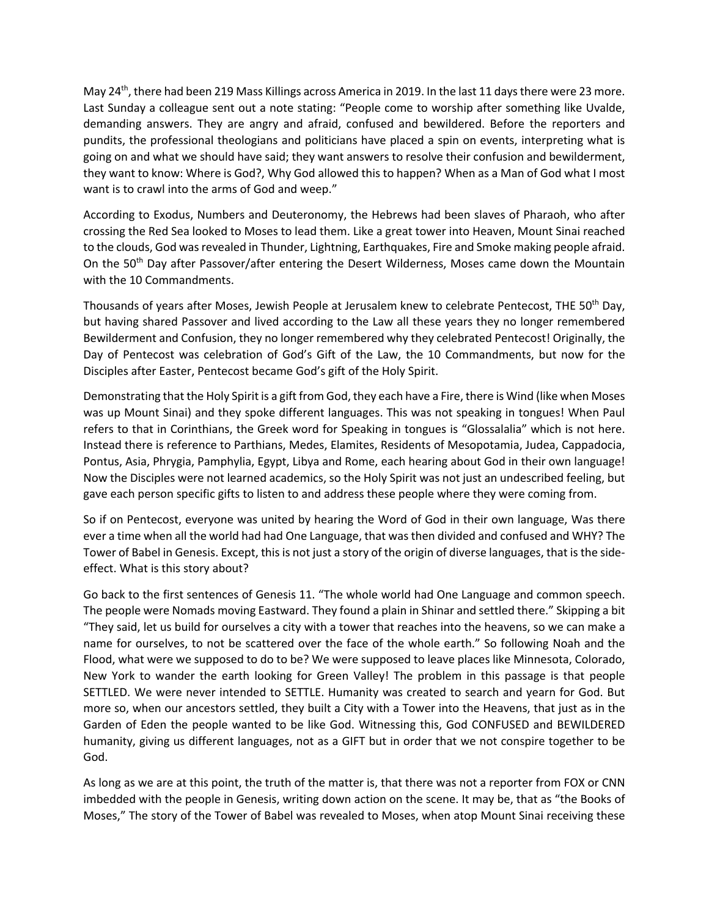May 24th, there had been 219 Mass Killings across America in 2019. In the last 11 days there were 23 more. Last Sunday a colleague sent out a note stating: "People come to worship after something like Uvalde, demanding answers. They are angry and afraid, confused and bewildered. Before the reporters and pundits, the professional theologians and politicians have placed a spin on events, interpreting what is going on and what we should have said; they want answers to resolve their confusion and bewilderment, they want to know: Where is God?, Why God allowed this to happen? When as a Man of God what I most want is to crawl into the arms of God and weep."

According to Exodus, Numbers and Deuteronomy, the Hebrews had been slaves of Pharaoh, who after crossing the Red Sea looked to Moses to lead them. Like a great tower into Heaven, Mount Sinai reached to the clouds, God was revealed in Thunder, Lightning, Earthquakes, Fire and Smoke making people afraid. On the 50th Day after Passover/after entering the Desert Wilderness, Moses came down the Mountain with the 10 Commandments.

Thousands of years after Moses, Jewish People at Jerusalem knew to celebrate Pentecost, THE 50th Day, but having shared Passover and lived according to the Law all these years they no longer remembered Bewilderment and Confusion, they no longer remembered why they celebrated Pentecost! Originally, the Day of Pentecost was celebration of God's Gift of the Law, the 10 Commandments, but now for the Disciples after Easter, Pentecost became God's gift of the Holy Spirit.

Demonstrating that the Holy Spirit is a gift from God, they each have a Fire, there is Wind (like when Moses was up Mount Sinai) and they spoke different languages. This was not speaking in tongues! When Paul refers to that in Corinthians, the Greek word for Speaking in tongues is "Glossalalia" which is not here. Instead there is reference to Parthians, Medes, Elamites, Residents of Mesopotamia, Judea, Cappadocia, Pontus, Asia, Phrygia, Pamphylia, Egypt, Libya and Rome, each hearing about God in their own language! Now the Disciples were not learned academics, so the Holy Spirit was not just an undescribed feeling, but gave each person specific gifts to listen to and address these people where they were coming from.

So if on Pentecost, everyone was united by hearing the Word of God in their own language, Was there ever a time when all the world had had One Language, that was then divided and confused and WHY? The Tower of Babel in Genesis. Except, this is not just a story of the origin of diverse languages, that is the side-effect. What is this story about?

Go back to the first sentences of Genesis 11. "The whole world had One Language and common speech. The people were Nomads moving Eastward. They found a plain in Shinar and settled there." Skipping a bit "They said, let us build for ourselves a city with a tower that reaches into the heavens, so we can make a name for ourselves, to not be scattered over the face of the whole earth." So following Noah and the Flood, what were we supposed to do to be? We were supposed to leave places like Minnesota, Colorado, New York to wander the earth looking for Green Valley! The problem in this passage is that people SETTLED. We were never intended to SETTLE. Humanity was created to search and yearn for God. But more so, when our ancestors settled, they built a City with a Tower into the Heavens, that just as in the Garden of Eden the people wanted to be like God. Witnessing this, God CONFUSED and BEWILDERED humanity, giving us different languages, not as a GIFT but in order that we not conspire together to be God.

As long as we are at this point, the truth of the matter is, that there was not a reporter from FOX or CNN imbedded with the people in Genesis, writing down action on the scene. It may be, that as "the Books of Moses," The story of the Tower of Babel was revealed to Moses, when atop Mount Sinai receiving these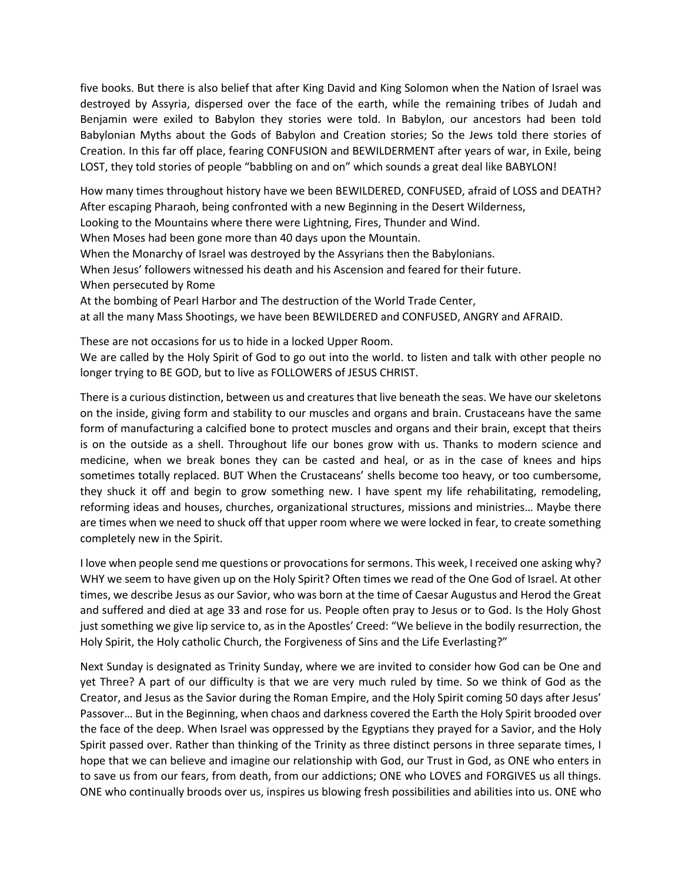five books. But there is also belief that after King David and King Solomon when the Nation of Israel was destroyed by Assyria, dispersed over the face of the earth, while the remaining tribes of Judah and Benjamin were exiled to Babylon they stories were told. In Babylon, our ancestors had been told Babylonian Myths about the Gods of Babylon and Creation stories; So the Jews told there stories of Creation. In this far off place, fearing CONFUSION and BEWILDERMENT after years of war, in Exile, being LOST, they told stories of people "babbling on and on" which sounds a great deal like BABYLON!

How many times throughout history have we been BEWILDERED, CONFUSED, afraid of LOSS and DEATH?
After escaping Pharaoh, being confronted with a new Beginning in the Desert Wilderness,
Looking to the Mountains where there were Lightning, Fires, Thunder and Wind.
When Moses had been gone more than 40 days upon the Mountain.
When the Monarchy of Israel was destroyed by the Assyrians then the Babylonians.
When Jesus' followers witnessed his death and his Ascension and feared for their future.
When persecuted by Rome
At the bombing of Pearl Harbor and The destruction of the World Trade Center,
at all the many Mass Shootings, we have been BEWILDERED and CONFUSED, ANGRY and AFRAID.

These are not occasions for us to hide in a locked Upper Room.
We are called by the Holy Spirit of God to go out into the world. to listen and talk with other people no longer trying to BE GOD, but to live as FOLLOWERS of JESUS CHRIST.

There is a curious distinction, between us and creatures that live beneath the seas. We have our skeletons on the inside, giving form and stability to our muscles and organs and brain. Crustaceans have the same form of manufacturing a calcified bone to protect muscles and organs and their brain, except that theirs is on the outside as a shell. Throughout life our bones grow with us. Thanks to modern science and medicine, when we break bones they can be casted and heal, or as in the case of knees and hips sometimes totally replaced. BUT When the Crustaceans' shells become too heavy, or too cumbersome, they shuck it off and begin to grow something new. I have spent my life rehabilitating, remodeling, reforming ideas and houses, churches, organizational structures, missions and ministries… Maybe there are times when we need to shuck off that upper room where we were locked in fear, to create something completely new in the Spirit.

I love when people send me questions or provocations for sermons. This week, I received one asking why? WHY we seem to have given up on the Holy Spirit? Often times we read of the One God of Israel. At other times, we describe Jesus as our Savior, who was born at the time of Caesar Augustus and Herod the Great and suffered and died at age 33 and rose for us. People often pray to Jesus or to God. Is the Holy Ghost just something we give lip service to, as in the Apostles' Creed: "We believe in the bodily resurrection, the Holy Spirit, the Holy catholic Church, the Forgiveness of Sins and the Life Everlasting?"

Next Sunday is designated as Trinity Sunday, where we are invited to consider how God can be One and yet Three? A part of our difficulty is that we are very much ruled by time. So we think of God as the Creator, and Jesus as the Savior during the Roman Empire, and the Holy Spirit coming 50 days after Jesus' Passover… But in the Beginning, when chaos and darkness covered the Earth the Holy Spirit brooded over the face of the deep. When Israel was oppressed by the Egyptians they prayed for a Savior, and the Holy Spirit passed over. Rather than thinking of the Trinity as three distinct persons in three separate times, I hope that we can believe and imagine our relationship with God, our Trust in God, as ONE who enters in to save us from our fears, from death, from our addictions; ONE who LOVES and FORGIVES us all things. ONE who continually broods over us, inspires us blowing fresh possibilities and abilities into us. ONE who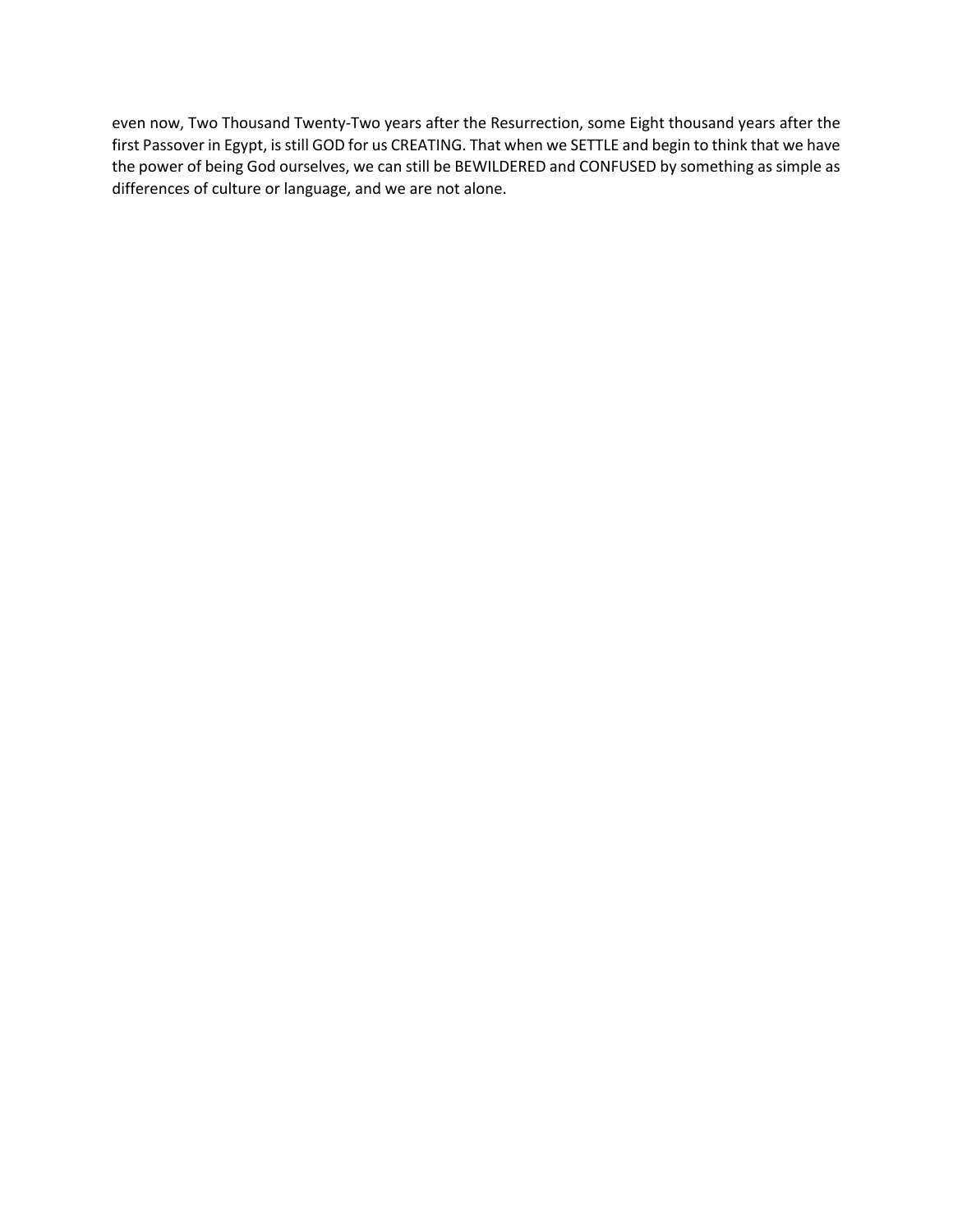even now, Two Thousand Twenty-Two years after the Resurrection, some Eight thousand years after the first Passover in Egypt, is still GOD for us CREATING. That when we SETTLE and begin to think that we have the power of being God ourselves, we can still be BEWILDERED and CONFUSED by something as simple as differences of culture or language, and we are not alone.